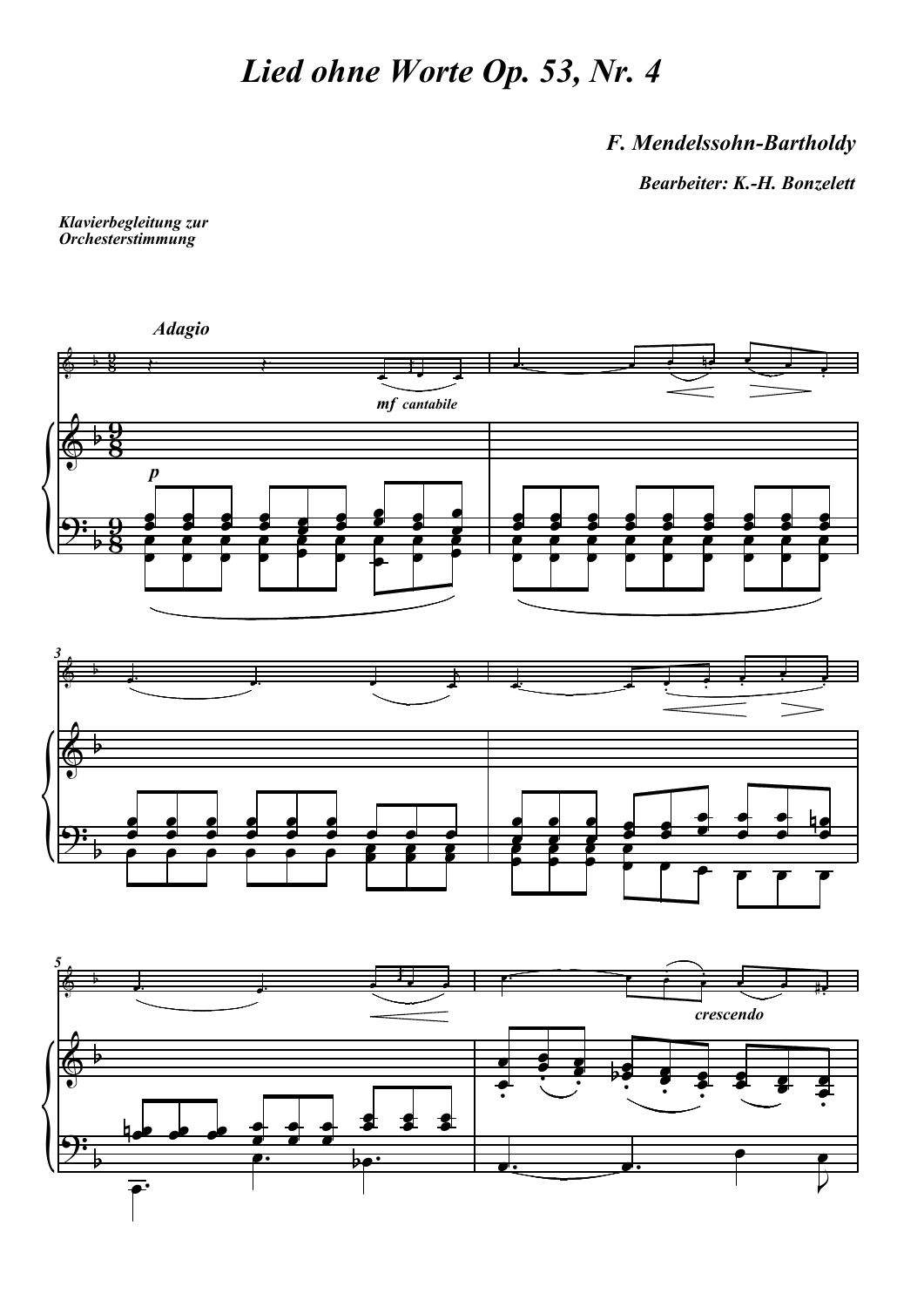# Lied ohne Worte Op. 53, Nr. 4

***F. Mendelssohn-Bartholdy***

***Bearbeiter: K.-H. Bonzelett***

***Klavierbegleitung zur Orchesterstimmung***

*Adagio*

*mf cantabile*

*p*

*crescendo*